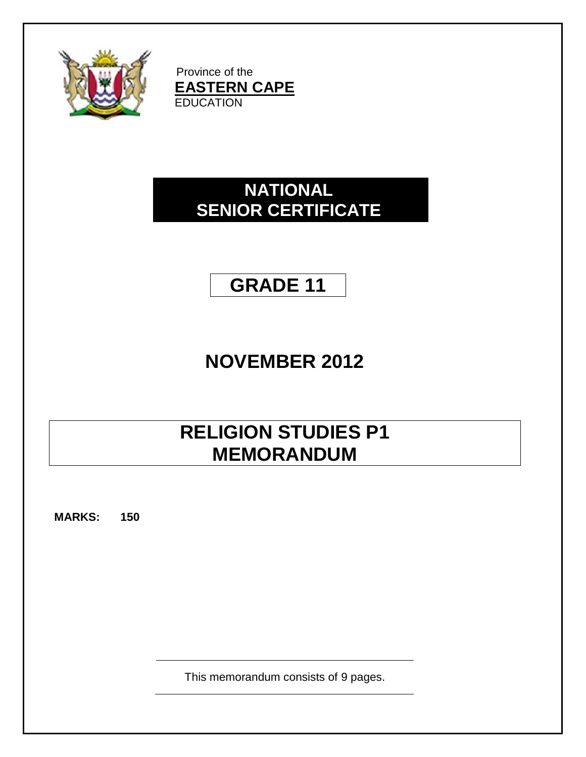Province of the

**EASTERN CAPE**

EDUCATION

# NATIONAL SENIOR CERTIFICATE

# GRADE 11

## NOVEMBER 2012

# RELIGION STUDIES P1 MEMORANDUM

**MARKS: 150**

This memorandum consists of 9 pages.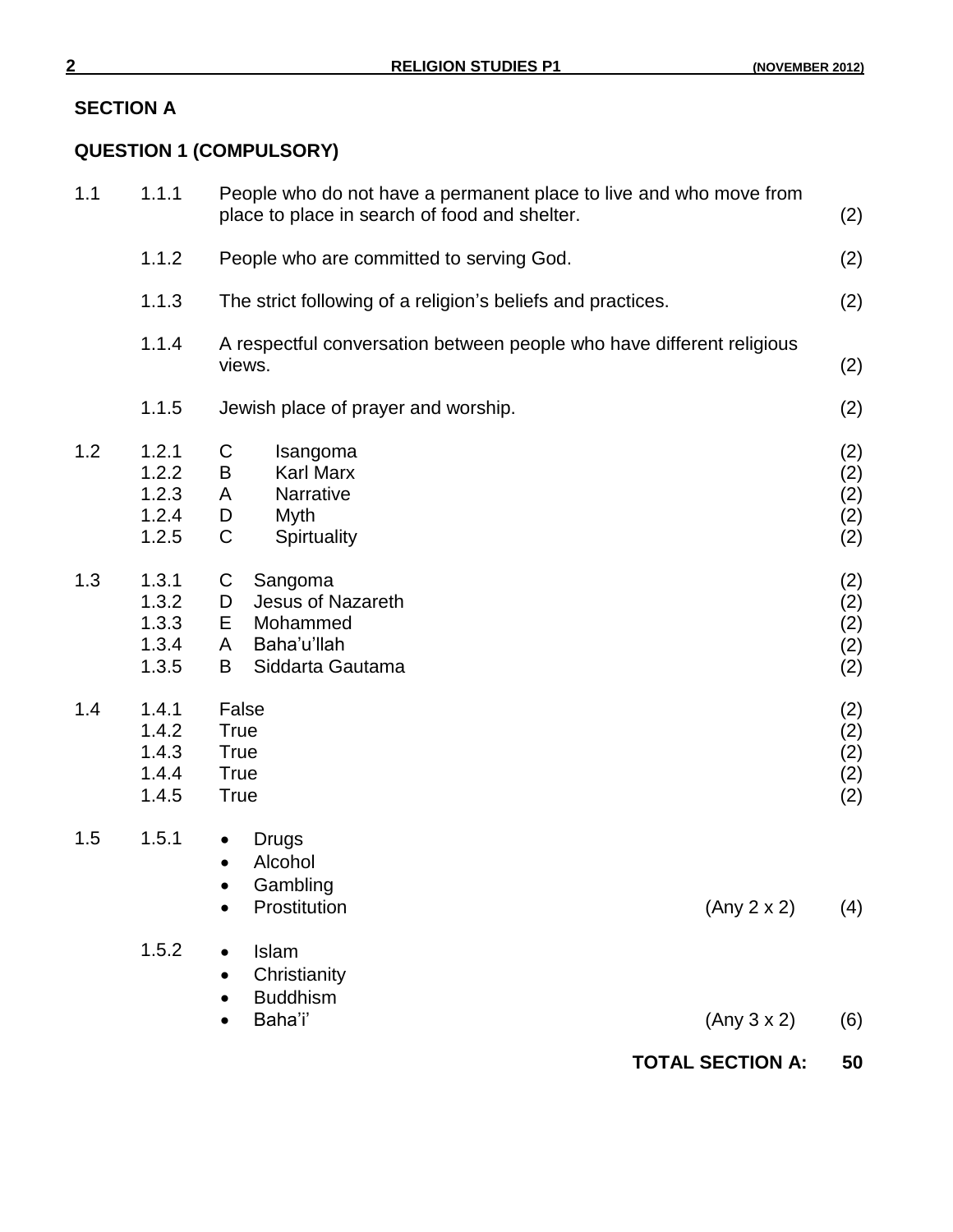## SECTION A

## QUESTION 1 (COMPULSORY)

| | | | |
|---|---|---|---|
| 1.1 | 1.1.1 | People who do not have a permanent place to live and who move from place to place in search of food and shelter. | (2) |
| | 1.1.2 | People who are committed to serving God. | (2) |
| | 1.1.3 | The strict following of a religion's beliefs and practices. | (2) |
| | 1.1.4 | A respectful conversation between people who have different religious views. | (2) |
| | 1.1.5 | Jewish place of prayer and worship. | (2) |
| 1.2 | 1.2.1 | C Isangoma | (2) |
| | 1.2.2 | B Karl Marx | (2) |
| | 1.2.3 | A Narrative | (2) |
| | 1.2.4 | D Myth | (2) |
| | 1.2.5 | C Spirtuality | (2) |
| 1.3 | 1.3.1 | C Sangoma | (2) |
| | 1.3.2 | D Jesus of Nazareth | (2) |
| | 1.3.3 | E Mohammed | (2) |
| | 1.3.4 | A Baha'u'llah | (2) |
| | 1.3.5 | B Siddarta Gautama | (2) |
| 1.4 | 1.4.1 | False | (2) |
| | 1.4.2 | True | (2) |
| | 1.4.3 | True | (2) |
| | 1.4.4 | True | (2) |
| | 1.4.5 | True | (2) |

1.5 1.5.1
- Drugs
- Alcohol
- Gambling
- Prostitution (Any 2 x 2) (4)

1.5.2
- Islam
- Christianity
- Buddhism
- Baha'i' (Any 3 x 2) (6)

**TOTAL SECTION A: 50**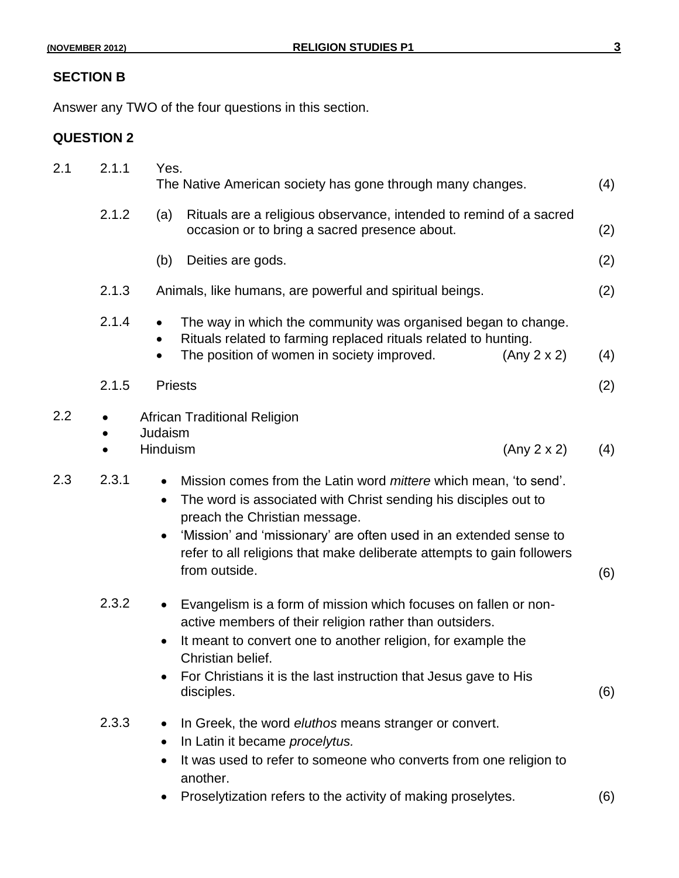## SECTION B

Answer any TWO of the four questions in this section.

## QUESTION 2

2.1

2.1.1 Yes.
The Native American society has gone through many changes. (4)

2.1.2 (a) Rituals are a religious observance, intended to remind of a sacred occasion or to bring a sacred presence about. (2)

(b) Deities are gods. (2)

2.1.3 Animals, like humans, are powerful and spiritual beings. (2)

2.1.4
- The way in which the community was organised began to change.
- Rituals related to farming replaced rituals related to hunting.
- The position of women in society improved. (Any 2 x 2) (4)

2.1.5 Priests (2)

2.2
- African Traditional Religion
- Judaism
- Hinduism (Any 2 x 2) (4)

2.3

2.3.1
- Mission comes from the Latin word *mittere* which mean, 'to send'.
- The word is associated with Christ sending his disciples out to preach the Christian message.
- 'Mission' and 'missionary' are often used in an extended sense to refer to all religions that make deliberate attempts to gain followers from outside. (6)

2.3.2
- Evangelism is a form of mission which focuses on fallen or non-active members of their religion rather than outsiders.
- It meant to convert one to another religion, for example the Christian belief.
- For Christians it is the last instruction that Jesus gave to His disciples. (6)

2.3.3
- In Greek, the word *eluthos* means stranger or convert.
- In Latin it became *procelytus.*
- It was used to refer to someone who converts from one religion to another.
- Proselytization refers to the activity of making proselytes. (6)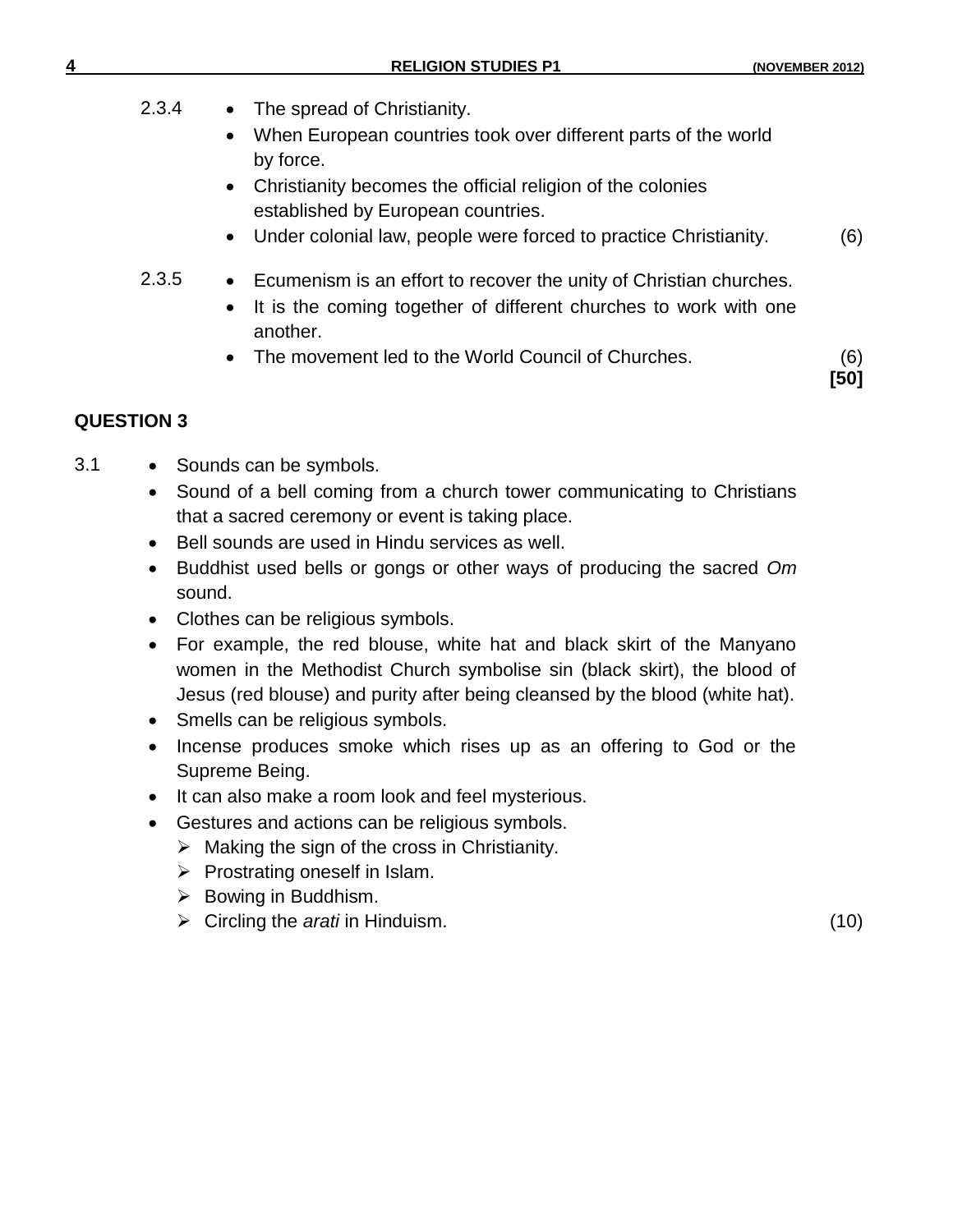2.3.4

- The spread of Christianity.
- When European countries took over different parts of the world by force.
- Christianity becomes the official religion of the colonies established by European countries.
- Under colonial law, people were forced to practice Christianity. (6)

2.3.5

- Ecumenism is an effort to recover the unity of Christian churches.
- It is the coming together of different churches to work with one another.
- The movement led to the World Council of Churches. (6)

**[50]**

## QUESTION 3

3.1

- Sounds can be symbols.
- Sound of a bell coming from a church tower communicating to Christians that a sacred ceremony or event is taking place.
- Bell sounds are used in Hindu services as well.
- Buddhist used bells or gongs or other ways of producing the sacred *Om* sound.
- Clothes can be religious symbols.
- For example, the red blouse, white hat and black skirt of the Manyano women in the Methodist Church symbolise sin (black skirt), the blood of Jesus (red blouse) and purity after being cleansed by the blood (white hat).
- Smells can be religious symbols.
- Incense produces smoke which rises up as an offering to God or the Supreme Being.
- It can also make a room look and feel mysterious.
- Gestures and actions can be religious symbols.
  - Making the sign of the cross in Christianity.
  - Prostrating oneself in Islam.
  - Bowing in Buddhism.
  - Circling the *arati* in Hinduism. (10)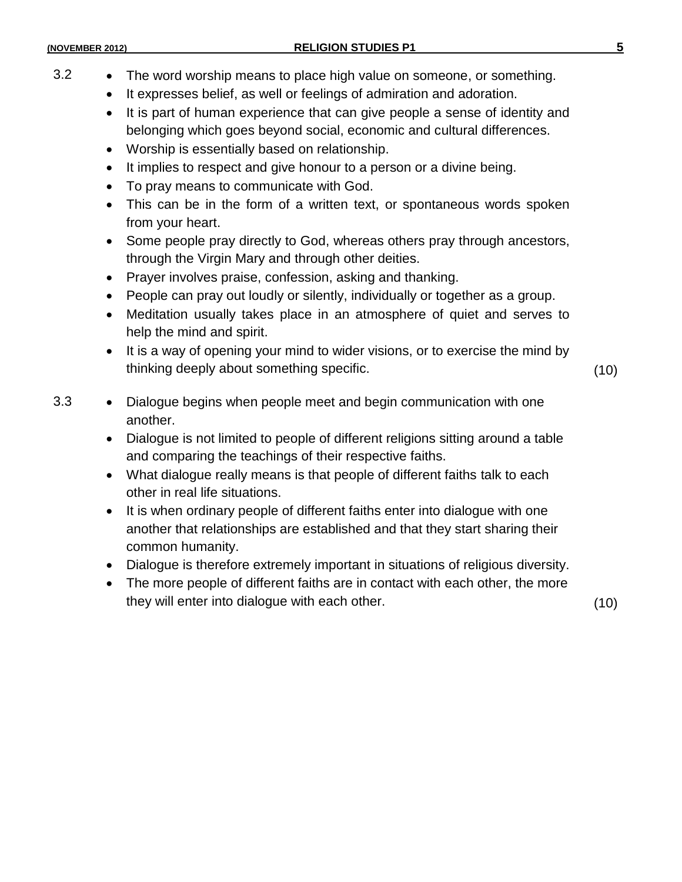3.2

- The word worship means to place high value on someone, or something.
- It expresses belief, as well or feelings of admiration and adoration.
- It is part of human experience that can give people a sense of identity and belonging which goes beyond social, economic and cultural differences.
- Worship is essentially based on relationship.
- It implies to respect and give honour to a person or a divine being.
- To pray means to communicate with God.
- This can be in the form of a written text, or spontaneous words spoken from your heart.
- Some people pray directly to God, whereas others pray through ancestors, through the Virgin Mary and through other deities.
- Prayer involves praise, confession, asking and thanking.
- People can pray out loudly or silently, individually or together as a group.
- Meditation usually takes place in an atmosphere of quiet and serves to help the mind and spirit.
- It is a way of opening your mind to wider visions, or to exercise the mind by thinking deeply about something specific. (10)

3.3

- Dialogue begins when people meet and begin communication with one another.
- Dialogue is not limited to people of different religions sitting around a table and comparing the teachings of their respective faiths.
- What dialogue really means is that people of different faiths talk to each other in real life situations.
- It is when ordinary people of different faiths enter into dialogue with one another that relationships are established and that they start sharing their common humanity.
- Dialogue is therefore extremely important in situations of religious diversity.
- The more people of different faiths are in contact with each other, the more they will enter into dialogue with each other. (10)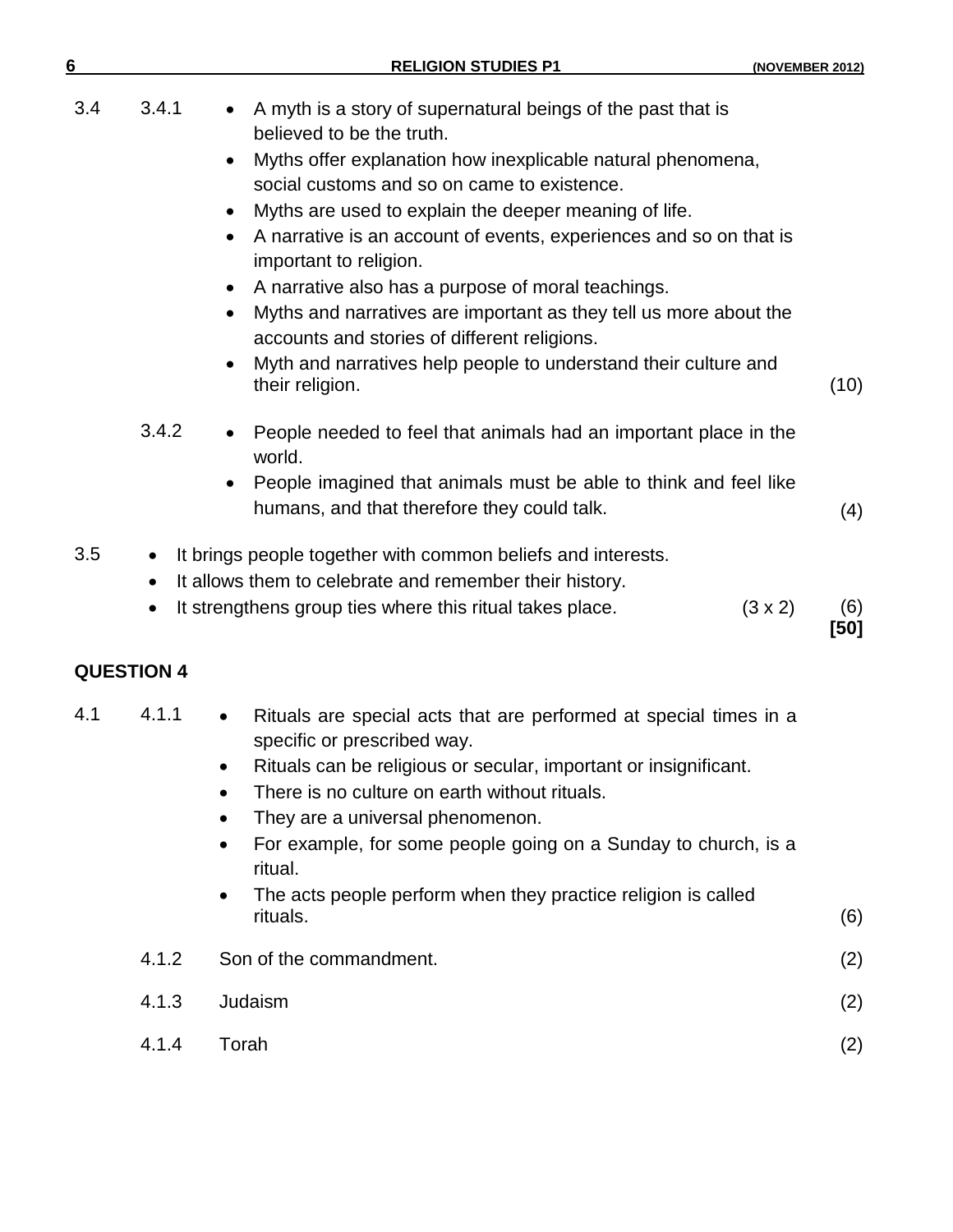3.4 3.4.1

- A myth is a story of supernatural beings of the past that is believed to be the truth.
- Myths offer explanation how inexplicable natural phenomena, social customs and so on came to existence.
- Myths are used to explain the deeper meaning of life.
- A narrative is an account of events, experiences and so on that is important to religion.
- A narrative also has a purpose of moral teachings.
- Myths and narratives are important as they tell us more about the accounts and stories of different religions.
- Myth and narratives help people to understand their culture and their religion. (10)

3.4.2

- People needed to feel that animals had an important place in the world.
- People imagined that animals must be able to think and feel like humans, and that therefore they could talk. (4)

3.5

- It brings people together with common beliefs and interests.
- It allows them to celebrate and remember their history.
- It strengthens group ties where this ritual takes place. (3 x 2) (6)

**[50]**

## QUESTION 4

4.1 4.1.1

- Rituals are special acts that are performed at special times in a specific or prescribed way.
- Rituals can be religious or secular, important or insignificant.
- There is no culture on earth without rituals.
- They are a universal phenomenon.
- For example, for some people going on a Sunday to church, is a ritual.
- The acts people perform when they practice religion is called rituals. (6)

4.1.2 Son of the commandment. (2)

4.1.3 Judaism (2)

4.1.4 Torah (2)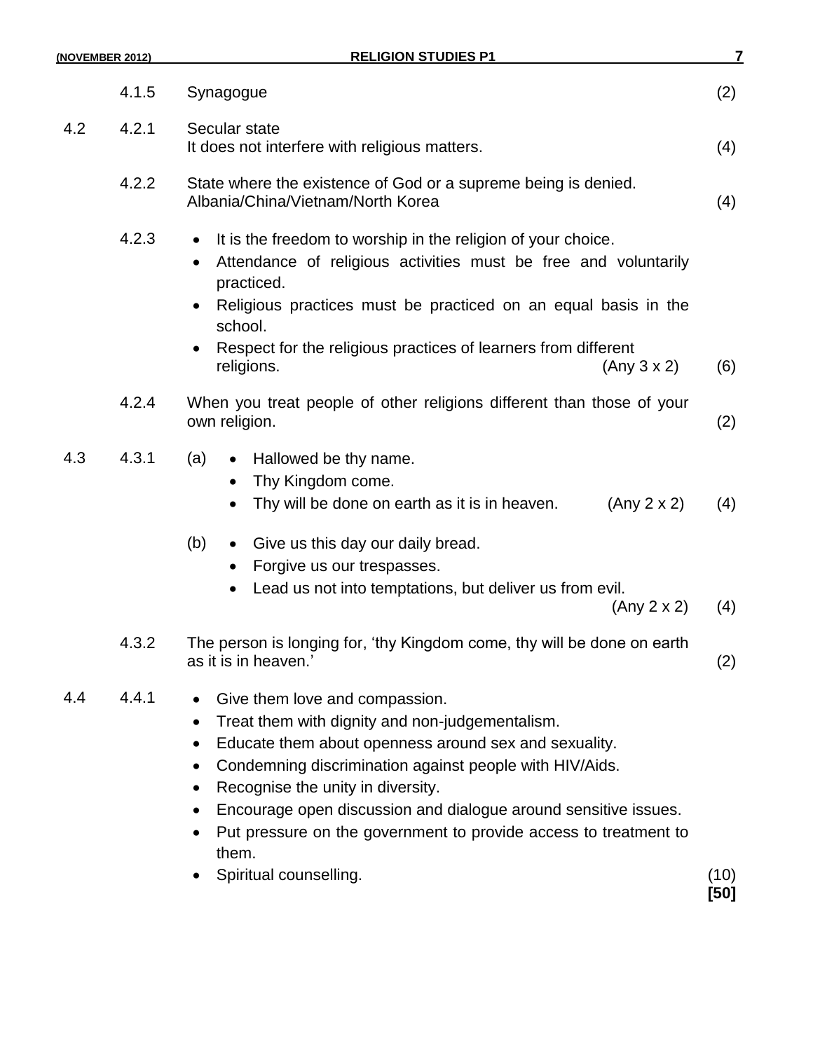| | | | |
|---|---|---|---|
| | 4.1.5 | Synagogue | (2) |
| 4.2 | 4.2.1 | Secular state<br>It does not interfere with religious matters. | (4) |
| | 4.2.2 | State where the existence of God or a supreme being is denied.<br>Albania/China/Vietnam/North Korea | (4) |
| | 4.2.3 | • It is the freedom to worship in the religion of your choice.<br>• Attendance of religious activities must be free and voluntarily practiced.<br>• Religious practices must be practiced on an equal basis in the school.<br>• Respect for the religious practices of learners from different religions. (Any 3 x 2) | (6) |
| | 4.2.4 | When you treat people of other religions different than those of your own religion. | (2) |
| 4.3 | 4.3.1 | (a) • Hallowed be thy name.<br>• Thy Kingdom come.<br>• Thy will be done on earth as it is in heaven. (Any 2 x 2) | (4) |
| | | (b) • Give us this day our daily bread.<br>• Forgive us our trespasses.<br>• Lead us not into temptations, but deliver us from evil. (Any 2 x 2) | (4) |
| | 4.3.2 | The person is longing for, 'thy Kingdom come, thy will be done on earth as it is in heaven.' | (2) |
| 4.4 | 4.4.1 | • Give them love and compassion.<br>• Treat them with dignity and non-judgementalism.<br>• Educate them about openness around sex and sexuality.<br>• Condemning discrimination against people with HIV/Aids.<br>• Recognise the unity in diversity.<br>• Encourage open discussion and dialogue around sensitive issues.<br>• Put pressure on the government to provide access to treatment to them.<br>• Spiritual counselling. | (10)<br>**[50]** |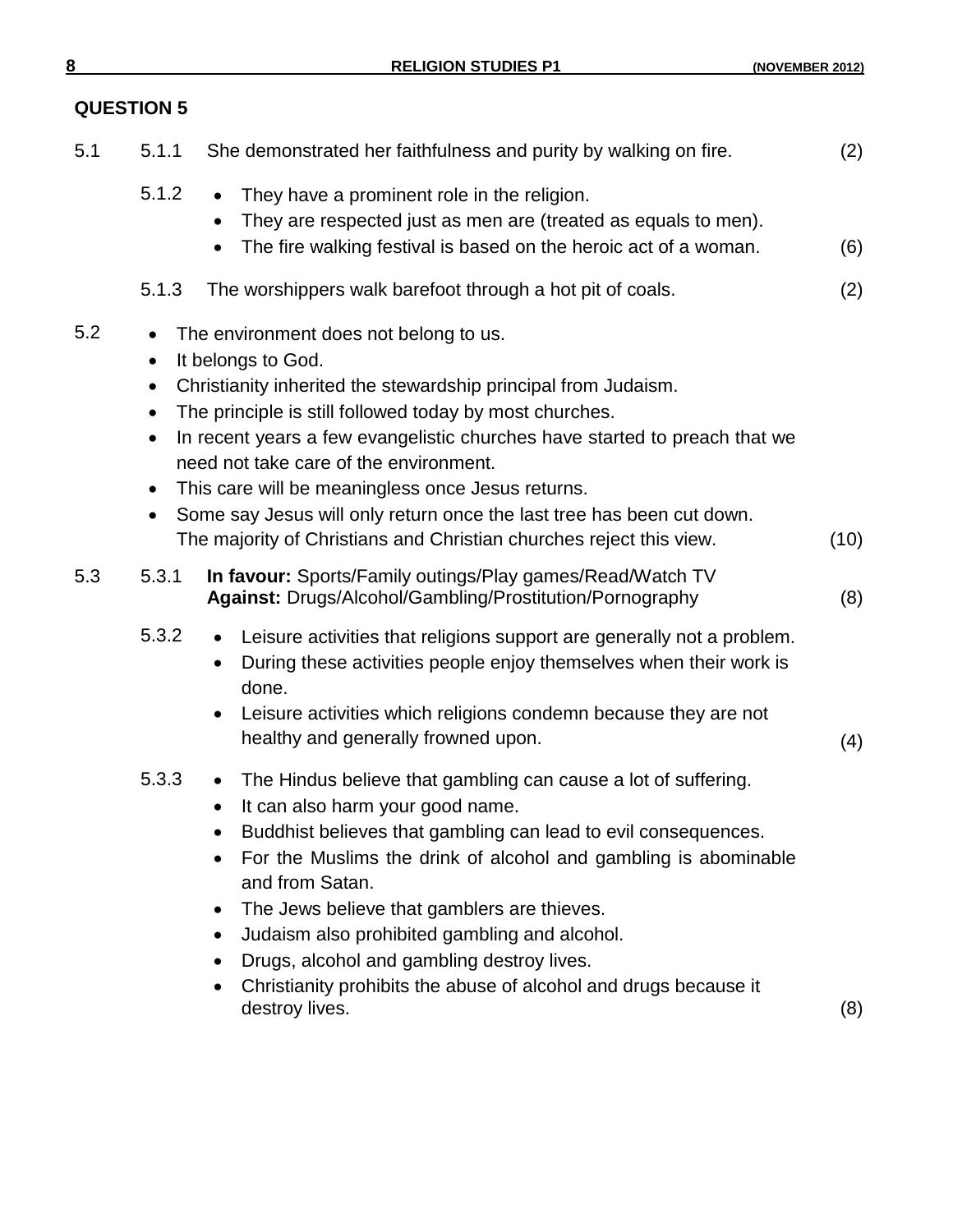## QUESTION 5

5.1

5.1.1 She demonstrated her faithfulness and purity by walking on fire. (2)

5.1.2
- They have a prominent role in the religion.
- They are respected just as men are (treated as equals to men).
- The fire walking festival is based on the heroic act of a woman. (6)

5.1.3 The worshippers walk barefoot through a hot pit of coals. (2)

5.2
- The environment does not belong to us.
- It belongs to God.
- Christianity inherited the stewardship principal from Judaism.
- The principle is still followed today by most churches.
- In recent years a few evangelistic churches have started to preach that we need not take care of the environment.
- This care will be meaningless once Jesus returns.
- Some say Jesus will only return once the last tree has been cut down. The majority of Christians and Christian churches reject this view. (10)

5.3

5.3.1 **In favour:** Sports/Family outings/Play games/Read/Watch TV
**Against:** Drugs/Alcohol/Gambling/Prostitution/Pornography (8)

5.3.2
- Leisure activities that religions support are generally not a problem.
- During these activities people enjoy themselves when their work is done.
- Leisure activities which religions condemn because they are not healthy and generally frowned upon. (4)

5.3.3
- The Hindus believe that gambling can cause a lot of suffering.
- It can also harm your good name.
- Buddhist believes that gambling can lead to evil consequences.
- For the Muslims the drink of alcohol and gambling is abominable and from Satan.
- The Jews believe that gamblers are thieves.
- Judaism also prohibited gambling and alcohol.
- Drugs, alcohol and gambling destroy lives.
- Christianity prohibits the abuse of alcohol and drugs because it destroy lives. (8)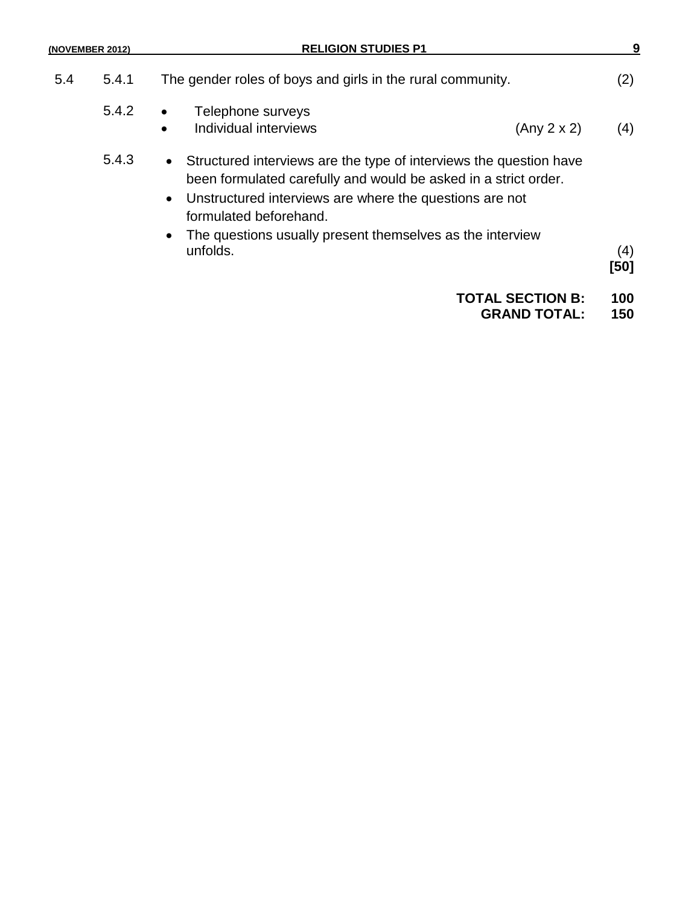| | | | |
|---|---|---|---|
| 5.4 | 5.4.1 | The gender roles of boys and girls in the rural community. | (2) |
| | 5.4.2 | • Telephone surveys<br>• Individual interviews (Any 2 x 2) | (4) |
| | 5.4.3 | • Structured interviews are the type of interviews the question have been formulated carefully and would be asked in a strict order.<br>• Unstructured interviews are where the questions are not formulated beforehand.<br>• The questions usually present themselves as the interview unfolds. | (4)<br>**[50]** |

**TOTAL SECTION B: 100**
**GRAND TOTAL: 150**